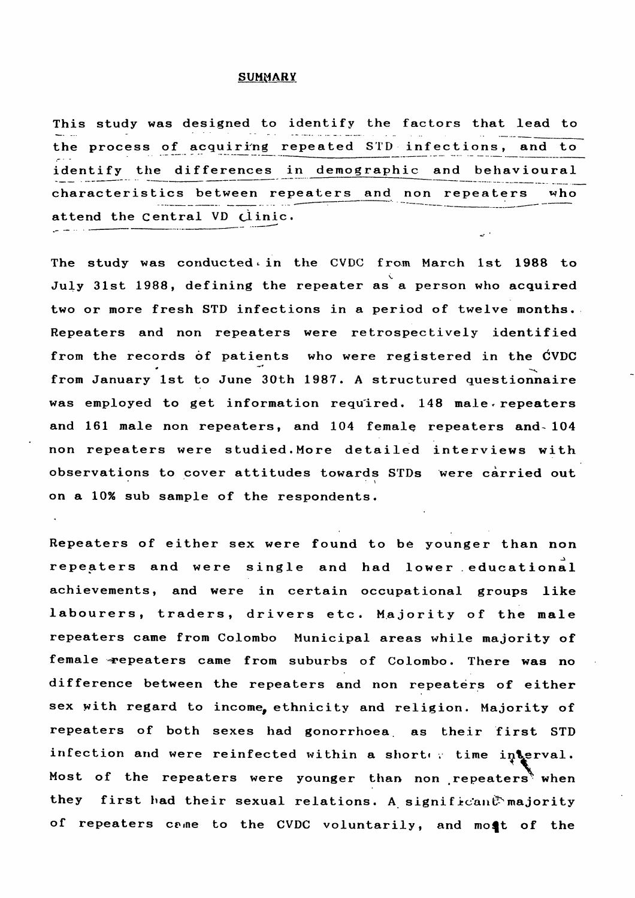## SUMMARY

This study was designed to identify the factors that lead to the process of acquiring repeated STD infections, and to identify the differences in demographic and behavioural characteristics between repeaters and non repeaters who attend the Central VD Clinic.

The study was conducted in the CVDC from March 1st 1988 to July 31st 1988, defining the repeater as a person who acquired two or more fresh STD infections in a period of twelve months. Repeaters and non repeaters were retrospectively identified from the records of patients who were registered in the CVDC from January 1st to June 30th 1987. A structured questionnaire was employed to get information required. 148 male repeaters and 161 male non repeaters, and 104 female repeaters and 104 non repeaters were studied. More detailed interviews with observations to cover attitudes towards STDs were carried out on a 10% sub sample of the respondents.

Repeaters of either sex were found to be younger than non repeaters and were single and had lower educational achievements, and were in certain occupational groups like labourers, traders, drivers etc. Majority of the male repeaters came from Colombo Municipal areas while majority of female repeaters came from suburbs of Colombo. There was no difference between the repeaters and non repeaters of either sex with regard to income, ethnicity and religion. Majority of repeaters of both sexes had gonorrhoea as their first STD infection and were reinfected within a shorter time interval. Most of the repeaters were younger than non repeaters when they first had their sexual relations. A significant majority of repeaters came to the CVDC voluntarily, and most of the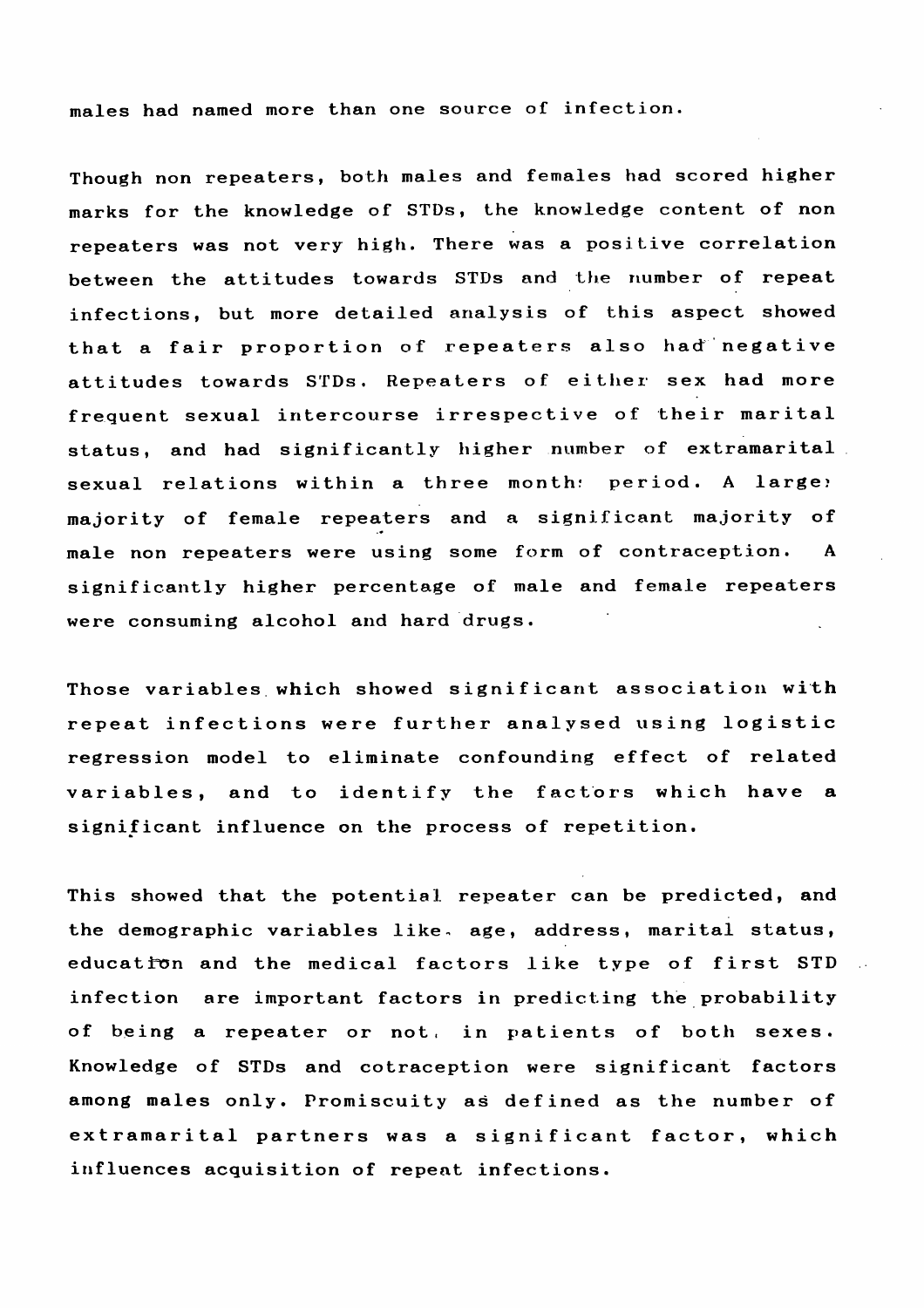males had named more than one source of infection.

Though non repeaters, both males and females had scored higher marks for the knowledge of STDs, the knowledge content of non repeaters was not very high. There was a positive correlation between the attitudes towards STDs and the number of repeat infections, but more detailed analysis of this aspect showed that a fair proportion of repeaters also had negative attitudes towards STDs. Repeaters of either sex had more frequent sexual intercourse irrespective of their marital status, and had significantly higher number of extramarital sexual relations within a three month period. A larger majority of female repeaters and a significant majority of male non repeaters were using some form of contraception. A significantly higher percentage of male and female repeaters were consuming alcohol and hard drugs.

Those variables which showed significant association with repeat infections were further analysed using logistic regression model to eliminate confounding effect of related variables, and to identify the factors which have a significant influence on the process of repetition.

This showed that the potential repeater can be predicted, and the demographic variables like, age, address, marital status, education and the medical factors like type of first STD infection are important factors in predicting the probability of being a repeater or not, in patients of both sexes. Knowledge of STDs and cotraception were significant factors among males only. Promiscuity as defined as the number of extramarital partners was a significant factor, which influences acquisition of repeat infections.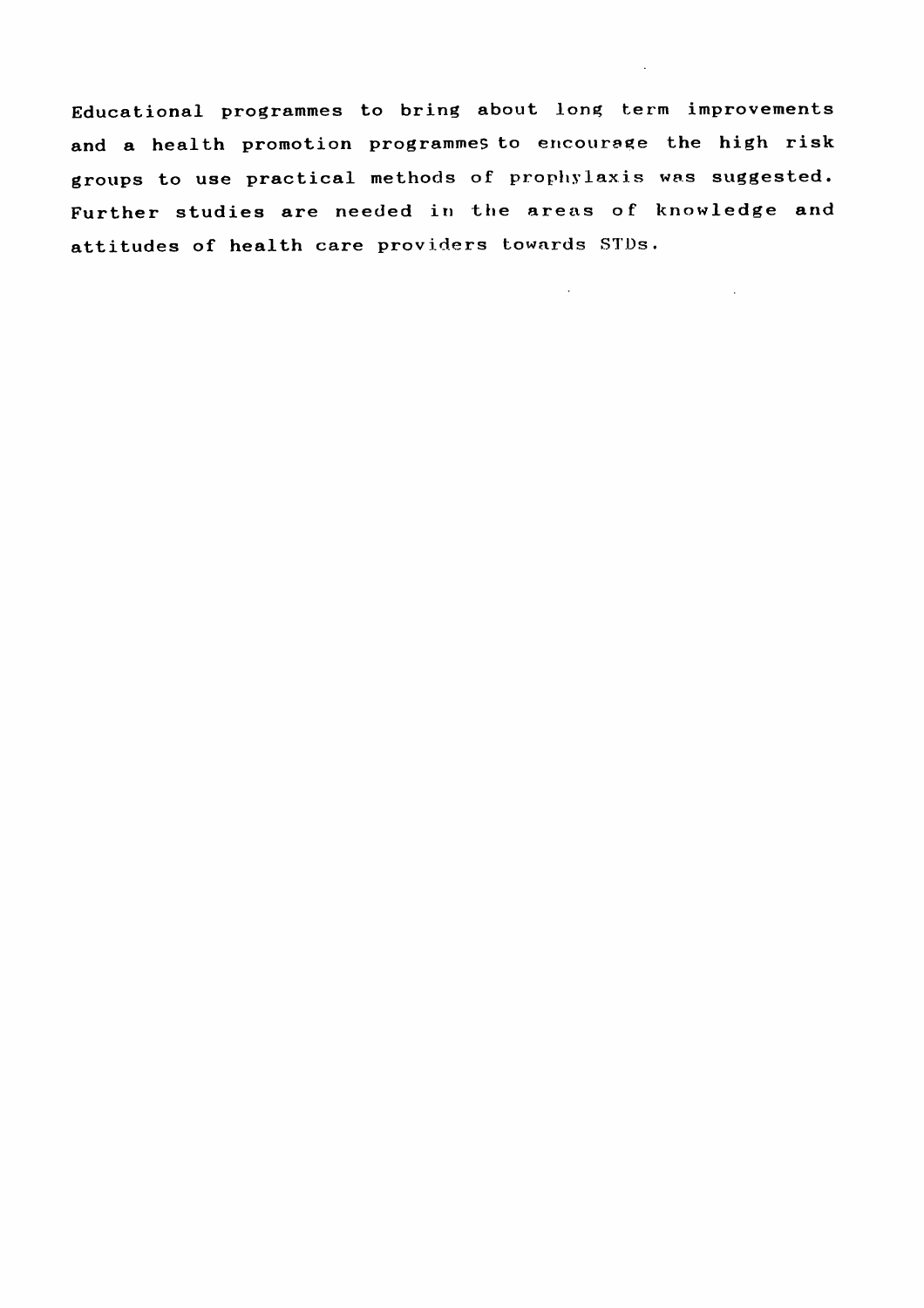Educational programmes to bring about long term improvements and a health promotion programmes to encourage the high risk groups to use practical methods of prophylaxis was suggested. Further studies are needed in the areas of knowledge and attitudes of health care providers towards STDs.